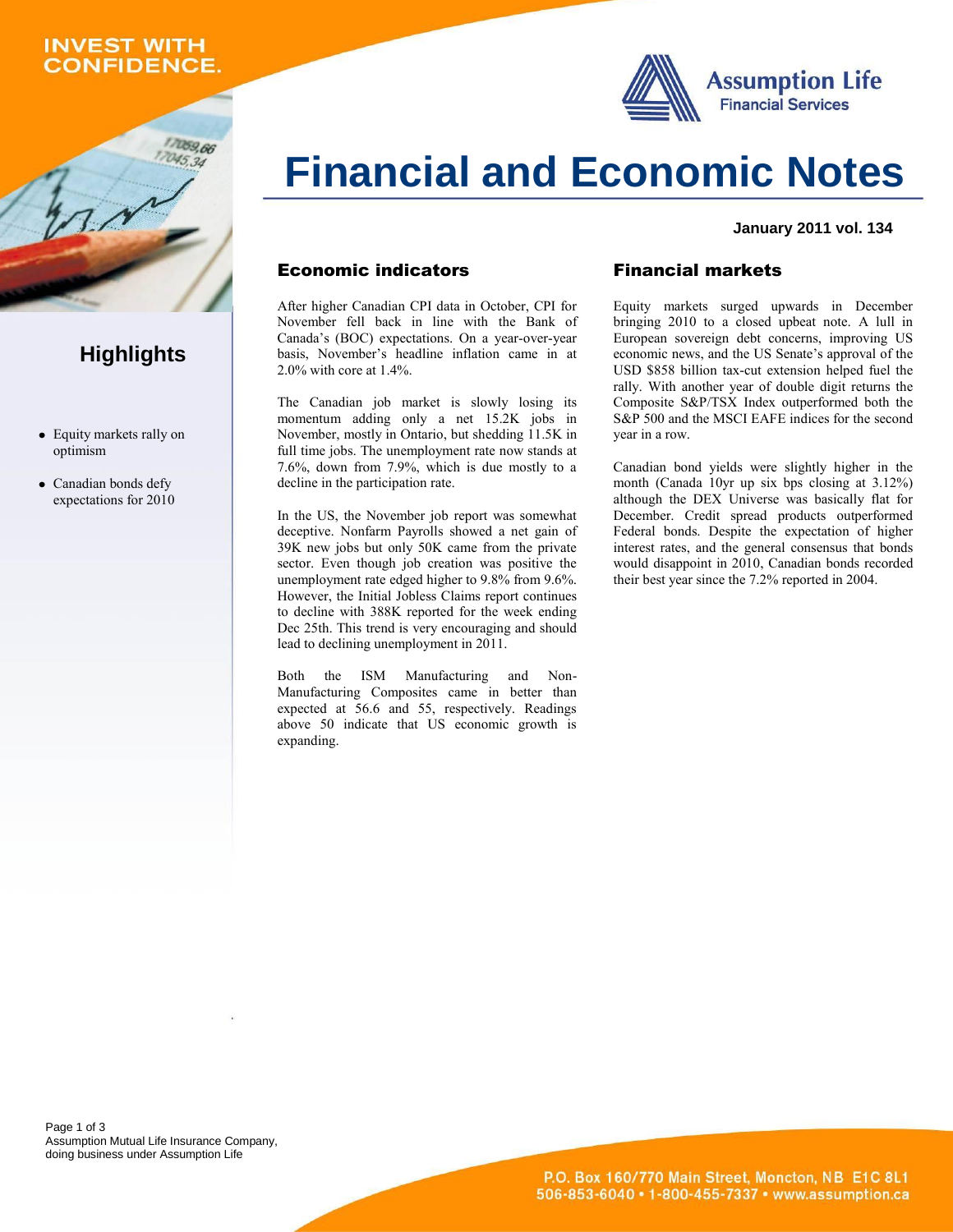INVEST WITH CONFIDENCE.

Assumption Life
Financial Services

# Financial and Economic Notes

**January 2011 vol. 134**

## Highlights

- Equity markets rally on optimism
- Canadian bonds defy expectations for 2010

## Economic indicators

After higher Canadian CPI data in October, CPI for November fell back in line with the Bank of Canada's (BOC) expectations. On a year-over-year basis, November's headline inflation came in at 2.0% with core at 1.4%.

The Canadian job market is slowly losing its momentum adding only a net 15.2K jobs in November, mostly in Ontario, but shedding 11.5K in full time jobs. The unemployment rate now stands at 7.6%, down from 7.9%, which is due mostly to a decline in the participation rate.

In the US, the November job report was somewhat deceptive. Nonfarm Payrolls showed a net gain of 39K new jobs but only 50K came from the private sector. Even though job creation was positive the unemployment rate edged higher to 9.8% from 9.6%. However, the Initial Jobless Claims report continues to decline with 388K reported for the week ending Dec 25th. This trend is very encouraging and should lead to declining unemployment in 2011.

Both the ISM Manufacturing and Non-Manufacturing Composites came in better than expected at 56.6 and 55, respectively. Readings above 50 indicate that US economic growth is expanding.

## Financial markets

Equity markets surged upwards in December bringing 2010 to a closed upbeat note. A lull in European sovereign debt concerns, improving US economic news, and the US Senate's approval of the USD $858 billion tax-cut extension helped fuel the rally. With another year of double digit returns the Composite S&P/TSX Index outperformed both the S&P 500 and the MSCI EAFE indices for the second year in a row.

Canadian bond yields were slightly higher in the month (Canada 10yr up six bps closing at 3.12%) although the DEX Universe was basically flat for December. Credit spread products outperformed Federal bonds. Despite the expectation of higher interest rates, and the general consensus that bonds would disappoint in 2010, Canadian bonds recorded their best year since the 7.2% reported in 2004.

Assumption Mutual Life Insurance Company, doing business under Assumption Life

P.O. Box 160/770 Main Street, Moncton, NB E1C 8L1
506-853-6040 • 1-800-455-7337 • www.assumption.ca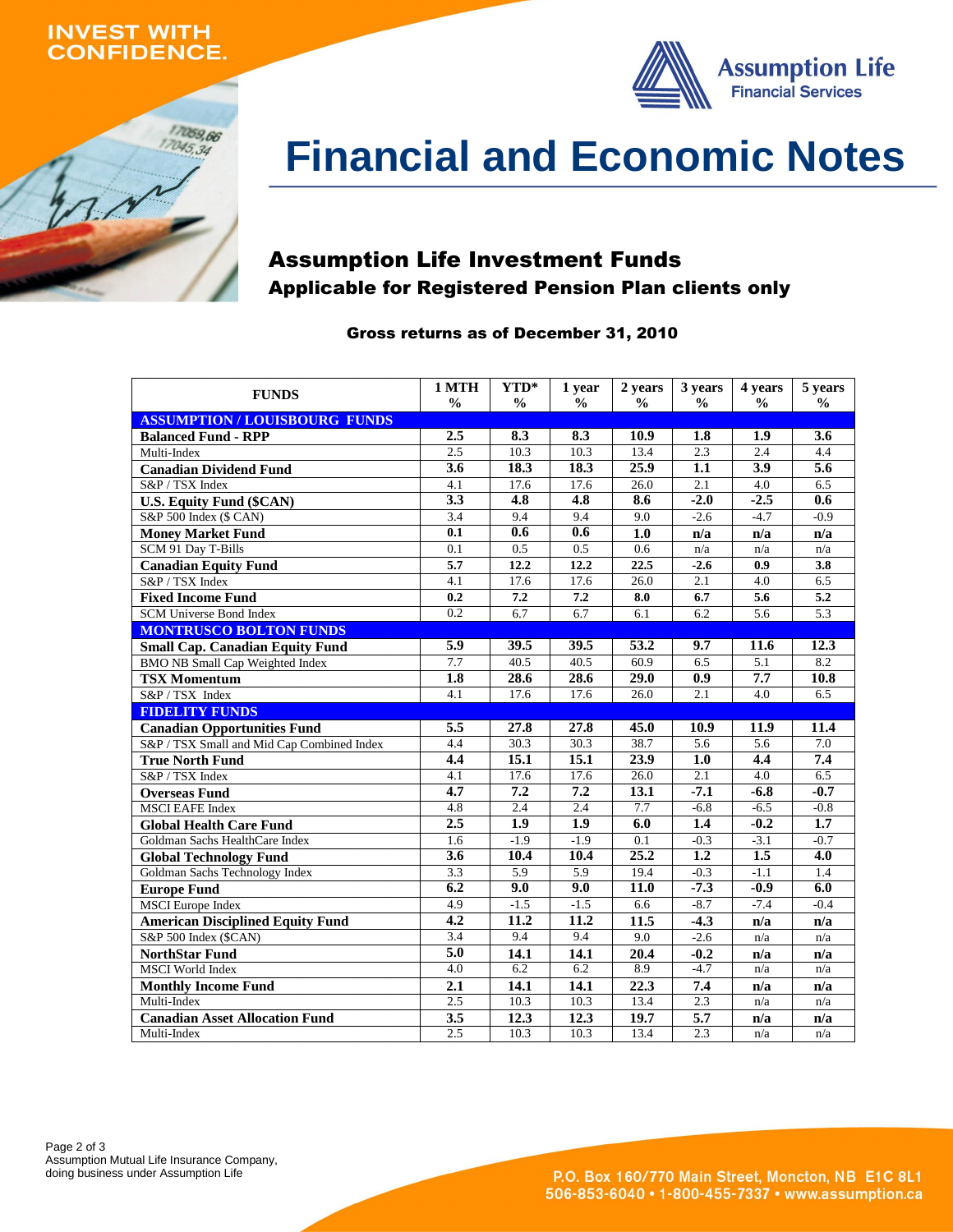INVEST WITH CONFIDENCE.

Assumption Life Financial Services

# Financial and Economic Notes

## Assumption Life Investment Funds

### Applicable for Registered Pension Plan clients only

**Gross returns as of December 31, 2010**

| FUNDS | 1 MTH % | YTD* % | 1 year % | 2 years % | 3 years % | 4 years % | 5 years % |
|---|---|---|---|---|---|---|---|
| **ASSUMPTION / LOUISBOURG FUNDS** | | | | | | | |
| **Balanced Fund - RPP** | **2.5** | **8.3** | **8.3** | **10.9** | **1.8** | **1.9** | **3.6** |
| Multi-Index | 2.5 | 10.3 | 10.3 | 13.4 | 2.3 | 2.4 | 4.4 |
| **Canadian Dividend Fund** | **3.6** | **18.3** | **18.3** | **25.9** | **1.1** | **3.9** | **5.6** |
| S&P / TSX Index | 4.1 | 17.6 | 17.6 | 26.0 | 2.1 | 4.0 | 6.5 |
| **U.S. Equity Fund ($CAN)** | **3.3** | **4.8** | **4.8** | **8.6** | **-2.0** | **-2.5** | **0.6** |
| S&P 500 Index ($ CAN) | 3.4 | 9.4 | 9.4 | 9.0 | -2.6 | -4.7 | -0.9 |
| **Money Market Fund** | **0.1** | **0.6** | **0.6** | **1.0** | **n/a** | **n/a** | **n/a** |
| SCM 91 Day T-Bills | 0.1 | 0.5 | 0.5 | 0.6 | n/a | n/a | n/a |
| **Canadian Equity Fund** | **5.7** | **12.2** | **12.2** | **22.5** | **-2.6** | **0.9** | **3.8** |
| S&P / TSX Index | 4.1 | 17.6 | 17.6 | 26.0 | 2.1 | 4.0 | 6.5 |
| **Fixed Income Fund** | **0.2** | **7.2** | **7.2** | **8.0** | **6.7** | **5.6** | **5.2** |
| SCM Universe Bond Index | 0.2 | 6.7 | 6.7 | 6.1 | 6.2 | 5.6 | 5.3 |
| **MONTRUSCO BOLTON FUNDS** | | | | | | | |
| **Small Cap. Canadian Equity Fund** | **5.9** | **39.5** | **39.5** | **53.2** | **9.7** | **11.6** | **12.3** |
| BMO NB Small Cap Weighted Index | 7.7 | 40.5 | 40.5 | 60.9 | 6.5 | 5.1 | 8.2 |
| **TSX Momentum** | **1.8** | **28.6** | **28.6** | **29.0** | **0.9** | **7.7** | **10.8** |
| S&P / TSX Index | 4.1 | 17.6 | 17.6 | 26.0 | 2.1 | 4.0 | 6.5 |
| **FIDELITY FUNDS** | | | | | | | |
| **Canadian Opportunities Fund** | **5.5** | **27.8** | **27.8** | **45.0** | **10.9** | **11.9** | **11.4** |
| S&P / TSX Small and Mid Cap Combined Index | 4.4 | 30.3 | 30.3 | 38.7 | 5.6 | 5.6 | 7.0 |
| **True North Fund** | **4.4** | **15.1** | **15.1** | **23.9** | **1.0** | **4.4** | **7.4** |
| S&P / TSX Index | 4.1 | 17.6 | 17.6 | 26.0 | 2.1 | 4.0 | 6.5 |
| **Overseas Fund** | **4.7** | **7.2** | **7.2** | **13.1** | **-7.1** | **-6.8** | **-0.7** |
| MSCI EAFE Index | 4.8 | 2.4 | 2.4 | 7.7 | -6.8 | -6.5 | -0.8 |
| **Global Health Care Fund** | **2.5** | **1.9** | **1.9** | **6.0** | **1.4** | **-0.2** | **1.7** |
| Goldman Sachs HealthCare Index | 1.6 | -1.9 | -1.9 | 0.1 | -0.3 | -3.1 | -0.7 |
| **Global Technology Fund** | **3.6** | **10.4** | **10.4** | **25.2** | **1.2** | **1.5** | **4.0** |
| Goldman Sachs Technology Index | 3.3 | 5.9 | 5.9 | 19.4 | -0.3 | -1.1 | 1.4 |
| **Europe Fund** | **6.2** | **9.0** | **9.0** | **11.0** | **-7.3** | **-0.9** | **6.0** |
| MSCI Europe Index | 4.9 | -1.5 | -1.5 | 6.6 | -8.7 | -7.4 | -0.4 |
| **American Disciplined Equity Fund** | **4.2** | **11.2** | **11.2** | **11.5** | **-4.3** | **n/a** | **n/a** |
| S&P 500 Index ($CAN) | 3.4 | 9.4 | 9.4 | 9.0 | -2.6 | n/a | n/a |
| **NorthStar Fund** | **5.0** | **14.1** | **14.1** | **20.4** | **-0.2** | **n/a** | **n/a** |
| MSCI World Index | 4.0 | 6.2 | 6.2 | 8.9 | -4.7 | n/a | n/a |
| **Monthly Income Fund** | **2.1** | **14.1** | **14.1** | **22.3** | **7.4** | **n/a** | **n/a** |
| Multi-Index | 2.5 | 10.3 | 10.3 | 13.4 | 2.3 | n/a | n/a |
| **Canadian Asset Allocation Fund** | **3.5** | **12.3** | **12.3** | **19.7** | **5.7** | **n/a** | **n/a** |
| Multi-Index | 2.5 | 10.3 | 10.3 | 13.4 | 2.3 | n/a | n/a |

Assumption Mutual Life Insurance Company, doing business under Assumption Life

P.O. Box 160/770 Main Street, Moncton, NB E1C 8L1
506-853-6040 • 1-800-455-7337 • www.assumption.ca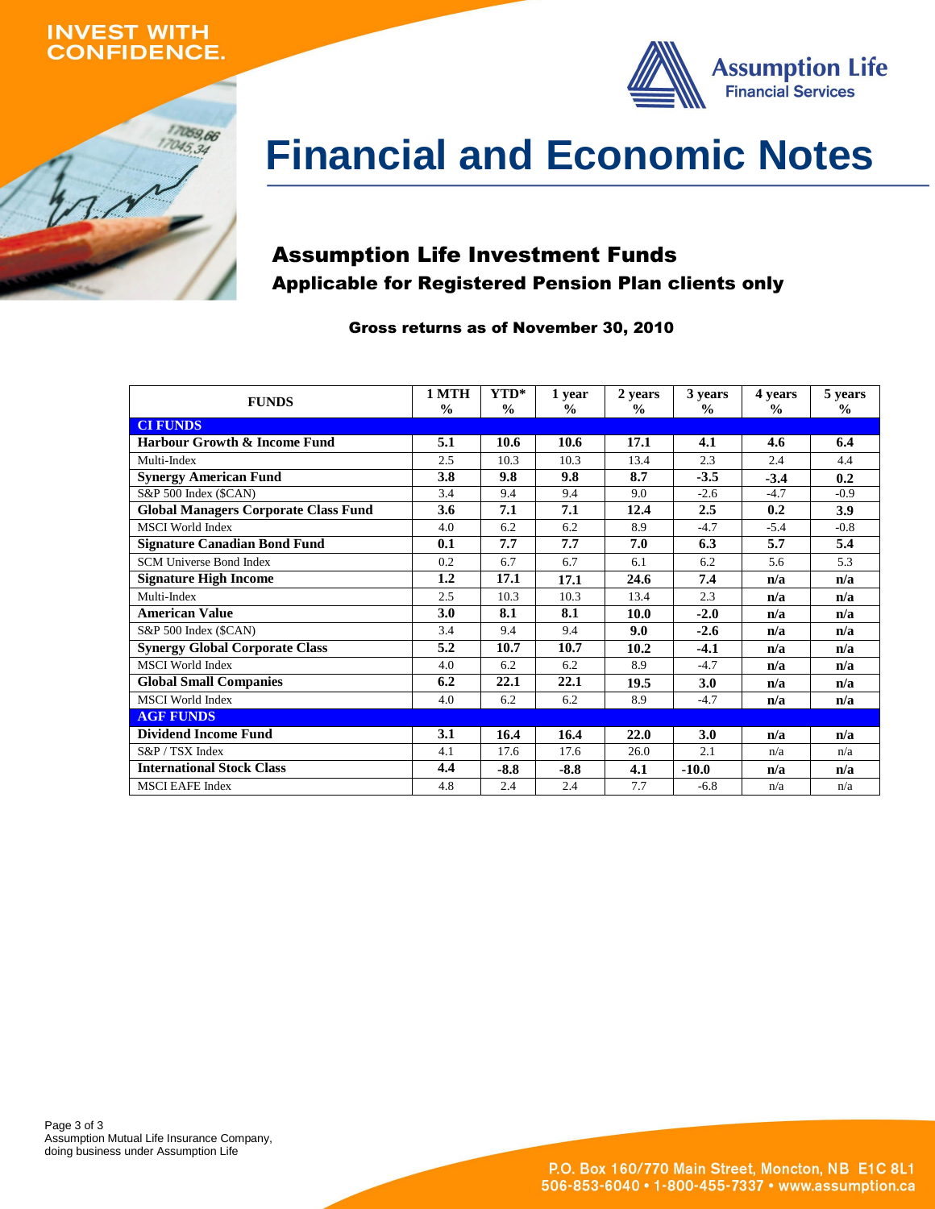INVEST WITH CONFIDENCE.

Assumption Life Financial Services

# Financial and Economic Notes

## Assumption Life Investment Funds

### Applicable for Registered Pension Plan clients only

**Gross returns as of November 30, 2010**

| FUNDS | 1 MTH % | YTD* % | 1 year % | 2 years % | 3 years % | 4 years % | 5 years % |
|---|---|---|---|---|---|---|---|
| **CI FUNDS** | | | | | | | |
| **Harbour Growth & Income Fund** | **5.1** | **10.6** | **10.6** | **17.1** | **4.1** | **4.6** | **6.4** |
| Multi-Index | 2.5 | 10.3 | 10.3 | 13.4 | 2.3 | 2.4 | 4.4 |
| **Synergy American Fund** | **3.8** | **9.8** | **9.8** | **8.7** | **-3.5** | **-3.4** | **0.2** |
| S&P 500 Index ($CAN) | 3.4 | 9.4 | 9.4 | 9.0 | -2.6 | -4.7 | -0.9 |
| **Global Managers Corporate Class Fund** | **3.6** | **7.1** | **7.1** | **12.4** | **2.5** | **0.2** | **3.9** |
| MSCI World Index | 4.0 | 6.2 | 6.2 | 8.9 | -4.7 | -5.4 | -0.8 |
| **Signature Canadian Bond Fund** | **0.1** | **7.7** | **7.7** | **7.0** | **6.3** | **5.7** | **5.4** |
| SCM Universe Bond Index | 0.2 | 6.7 | 6.7 | 6.1 | 6.2 | 5.6 | 5.3 |
| **Signature High Income** | **1.2** | **17.1** | **17.1** | **24.6** | **7.4** | **n/a** | **n/a** |
| Multi-Index | 2.5 | 10.3 | 10.3 | 13.4 | 2.3 | **n/a** | **n/a** |
| **American Value** | **3.0** | **8.1** | **8.1** | **10.0** | **-2.0** | **n/a** | **n/a** |
| S&P 500 Index ($CAN) | 3.4 | 9.4 | 9.4 | **9.0** | **-2.6** | **n/a** | **n/a** |
| **Synergy Global Corporate Class** | **5.2** | **10.7** | **10.7** | **10.2** | **-4.1** | **n/a** | **n/a** |
| MSCI World Index | 4.0 | 6.2 | 6.2 | 8.9 | -4.7 | **n/a** | **n/a** |
| **Global Small Companies** | **6.2** | **22.1** | **22.1** | **19.5** | **3.0** | **n/a** | **n/a** |
| MSCI World Index | 4.0 | 6.2 | 6.2 | 8.9 | -4.7 | **n/a** | **n/a** |
| **AGF FUNDS** | | | | | | | |
| **Dividend Income Fund** | **3.1** | **16.4** | **16.4** | **22.0** | **3.0** | **n/a** | **n/a** |
| S&P / TSX Index | 4.1 | 17.6 | 17.6 | 26.0 | 2.1 | n/a | n/a |
| **International Stock Class** | **4.4** | **-8.8** | **-8.8** | **4.1** | **-10.0** | **n/a** | **n/a** |
| MSCI EAFE Index | 4.8 | 2.4 | 2.4 | 7.7 | -6.8 | n/a | n/a |

Assumption Mutual Life Insurance Company, doing business under Assumption Life

P.O. Box 160/770 Main Street, Moncton, NB E1C 8L1
506-853-6040 • 1-800-455-7337 • www.assumption.ca